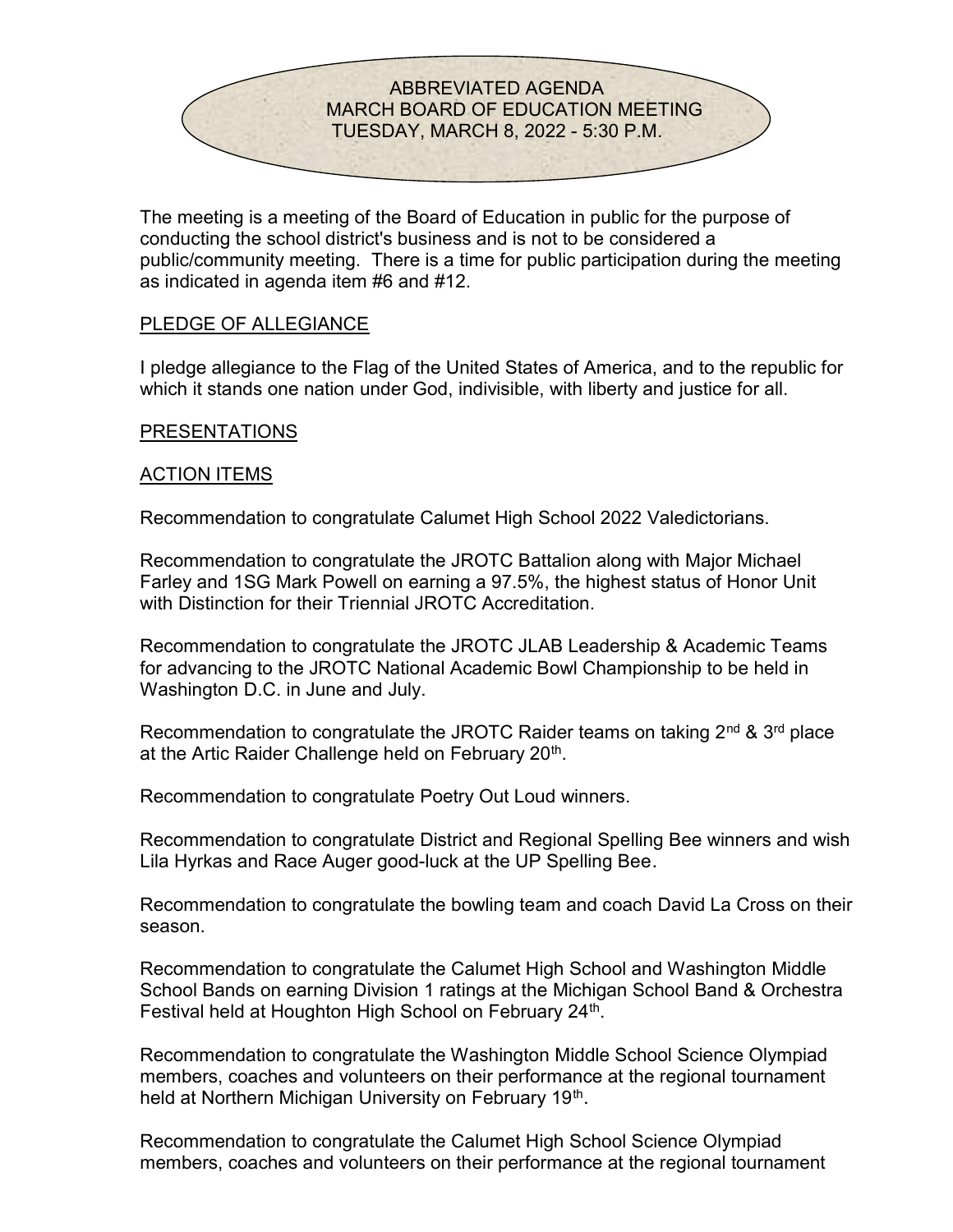# ABBREVIATED AGENDA
## MARCH BOARD OF EDUCATION MEETING
## TUESDAY, MARCH 8, 2022 - 5:30 P.M.

The meeting is a meeting of the Board of Education in public for the purpose of conducting the school district's business and is not to be considered a public/community meeting. There is a time for public participation during the meeting as indicated in agenda item #6 and #12.

PLEDGE OF ALLEGIANCE

I pledge allegiance to the Flag of the United States of America, and to the republic for which it stands one nation under God, indivisible, with liberty and justice for all.

PRESENTATIONS

ACTION ITEMS

Recommendation to congratulate Calumet High School 2022 Valedictorians.

Recommendation to congratulate the JROTC Battalion along with Major Michael Farley and 1SG Mark Powell on earning a 97.5%, the highest status of Honor Unit with Distinction for their Triennial JROTC Accreditation.

Recommendation to congratulate the JROTC JLAB Leadership & Academic Teams for advancing to the JROTC National Academic Bowl Championship to be held in Washington D.C. in June and July.

Recommendation to congratulate the JROTC Raider teams on taking 2nd & 3rd place at the Artic Raider Challenge held on February 20th.

Recommendation to congratulate Poetry Out Loud winners.

Recommendation to congratulate District and Regional Spelling Bee winners and wish Lila Hyrkas and Race Auger good-luck at the UP Spelling Bee.

Recommendation to congratulate the bowling team and coach David La Cross on their season.

Recommendation to congratulate the Calumet High School and Washington Middle School Bands on earning Division 1 ratings at the Michigan School Band & Orchestra Festival held at Houghton High School on February 24th.

Recommendation to congratulate the Washington Middle School Science Olympiad members, coaches and volunteers on their performance at the regional tournament held at Northern Michigan University on February 19th.

Recommendation to congratulate the Calumet High School Science Olympiad members, coaches and volunteers on their performance at the regional tournament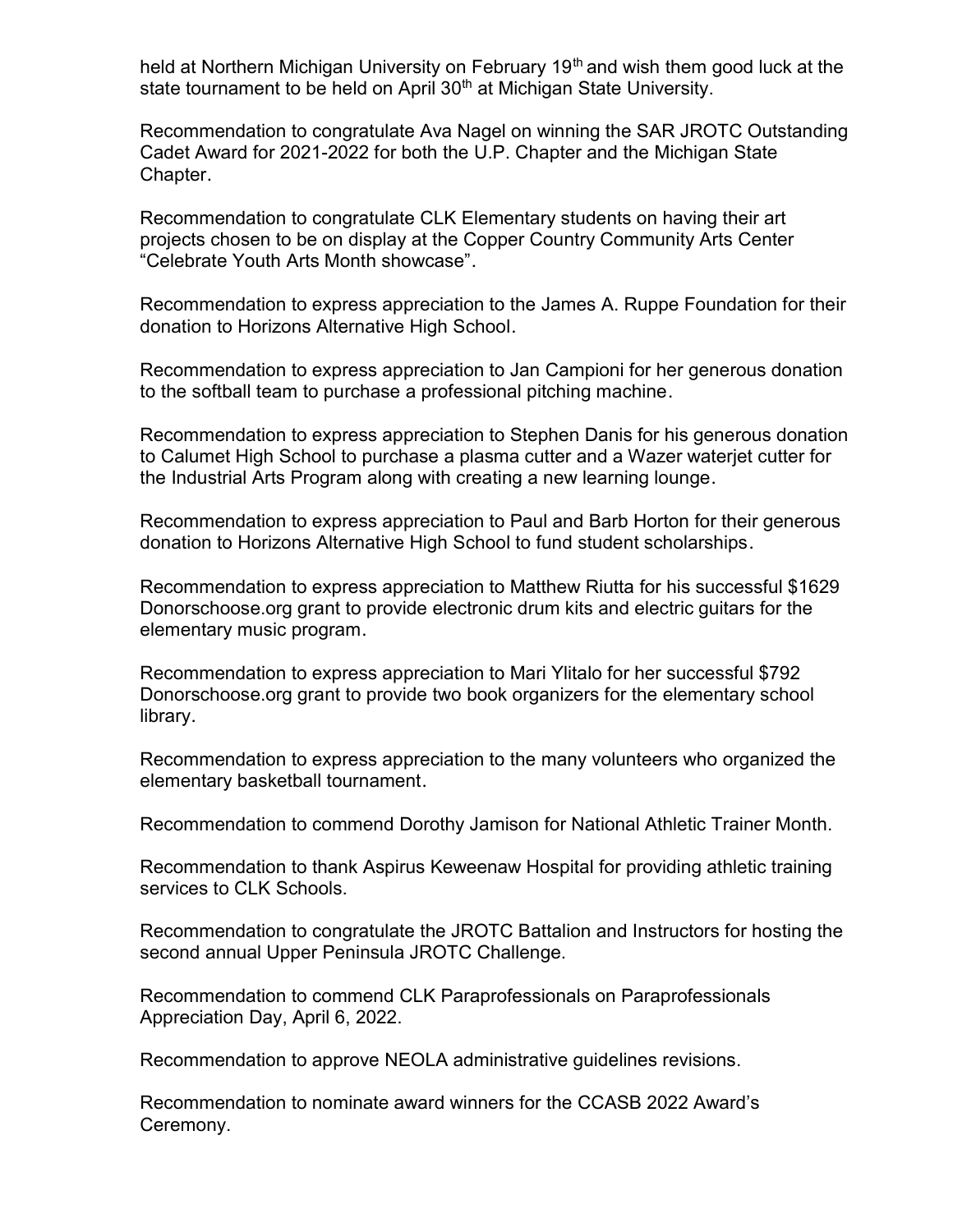held at Northern Michigan University on February 19th and wish them good luck at the state tournament to be held on April 30th at Michigan State University.

Recommendation to congratulate Ava Nagel on winning the SAR JROTC Outstanding Cadet Award for 2021-2022 for both the U.P. Chapter and the Michigan State Chapter.

Recommendation to congratulate CLK Elementary students on having their art projects chosen to be on display at the Copper Country Community Arts Center "Celebrate Youth Arts Month showcase".

Recommendation to express appreciation to the James A. Ruppe Foundation for their donation to Horizons Alternative High School.

Recommendation to express appreciation to Jan Campioni for her generous donation to the softball team to purchase a professional pitching machine.

Recommendation to express appreciation to Stephen Danis for his generous donation to Calumet High School to purchase a plasma cutter and a Wazer waterjet cutter for the Industrial Arts Program along with creating a new learning lounge.

Recommendation to express appreciation to Paul and Barb Horton for their generous donation to Horizons Alternative High School to fund student scholarships.

Recommendation to express appreciation to Matthew Riutta for his successful $1629 Donorschoose.org grant to provide electronic drum kits and electric guitars for the elementary music program.

Recommendation to express appreciation to Mari Ylitalo for her successful $792 Donorschoose.org grant to provide two book organizers for the elementary school library.

Recommendation to express appreciation to the many volunteers who organized the elementary basketball tournament.

Recommendation to commend Dorothy Jamison for National Athletic Trainer Month.

Recommendation to thank Aspirus Keweenaw Hospital for providing athletic training services to CLK Schools.

Recommendation to congratulate the JROTC Battalion and Instructors for hosting the second annual Upper Peninsula JROTC Challenge.

Recommendation to commend CLK Paraprofessionals on Paraprofessionals Appreciation Day, April 6, 2022.

Recommendation to approve NEOLA administrative guidelines revisions.

Recommendation to nominate award winners for the CCASB 2022 Award's Ceremony.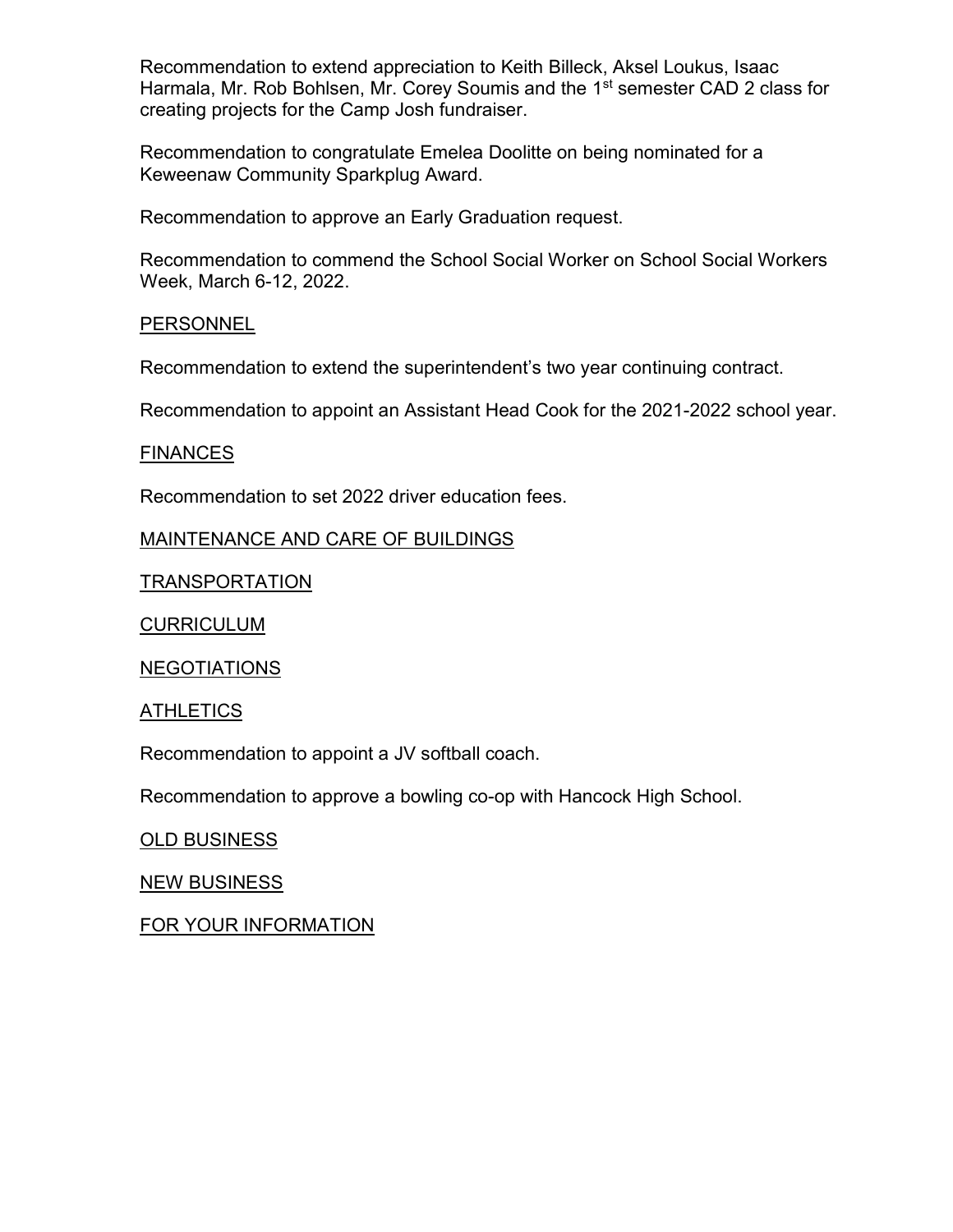Recommendation to extend appreciation to Keith Billeck, Aksel Loukus, Isaac Harmala, Mr. Rob Bohlsen, Mr. Corey Soumis and the 1st semester CAD 2 class for creating projects for the Camp Josh fundraiser.

Recommendation to congratulate Emelea Doolitte on being nominated for a Keweenaw Community Sparkplug Award.

Recommendation to approve an Early Graduation request.

Recommendation to commend the School Social Worker on School Social Workers Week, March 6-12, 2022.

<u>PERSONNEL</u>

Recommendation to extend the superintendent's two year continuing contract.

Recommendation to appoint an Assistant Head Cook for the 2021-2022 school year.

<u>FINANCES</u>

Recommendation to set 2022 driver education fees.

<u>MAINTENANCE AND CARE OF BUILDINGS</u>

<u>TRANSPORTATION</u>

<u>CURRICULUM</u>

<u>NEGOTIATIONS</u>

<u>ATHLETICS</u>

Recommendation to appoint a JV softball coach.

Recommendation to approve a bowling co-op with Hancock High School.

<u>OLD BUSINESS</u>

<u>NEW BUSINESS</u>

<u>FOR YOUR INFORMATION</u>